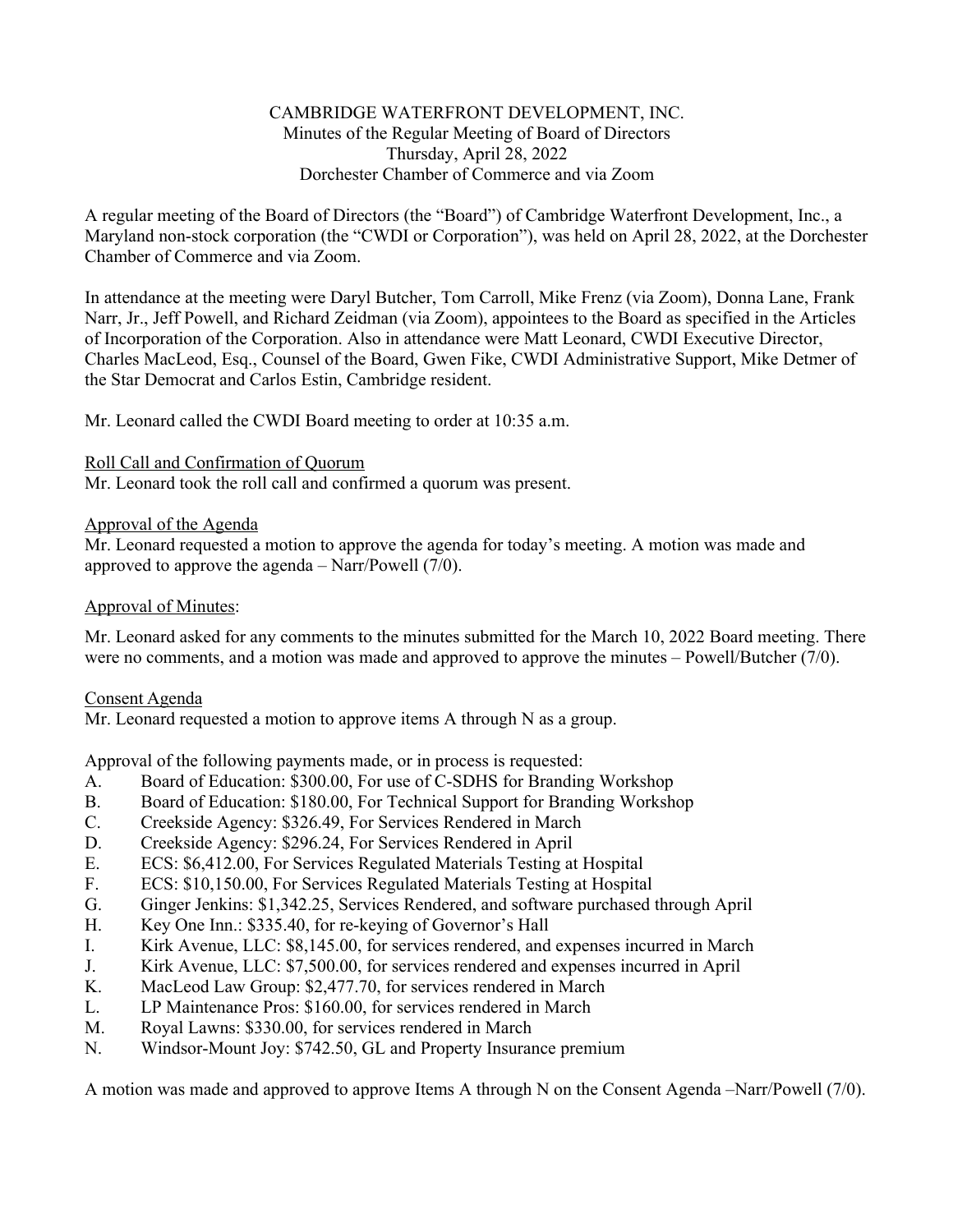# CAMBRIDGE WATERFRONT DEVELOPMENT, INC.

Minutes of the Regular Meeting of Board of Directors
Thursday, April 28, 2022
Dorchester Chamber of Commerce and via Zoom

A regular meeting of the Board of Directors (the "Board") of Cambridge Waterfront Development, Inc., a Maryland non-stock corporation (the "CWDI or Corporation"), was held on April 28, 2022, at the Dorchester Chamber of Commerce and via Zoom.

In attendance at the meeting were Daryl Butcher, Tom Carroll, Mike Frenz (via Zoom), Donna Lane, Frank Narr, Jr., Jeff Powell, and Richard Zeidman (via Zoom), appointees to the Board as specified in the Articles of Incorporation of the Corporation. Also in attendance were Matt Leonard, CWDI Executive Director, Charles MacLeod, Esq., Counsel of the Board, Gwen Fike, CWDI Administrative Support, Mike Detmer of the Star Democrat and Carlos Estin, Cambridge resident.

Mr. Leonard called the CWDI Board meeting to order at 10:35 a.m.

<u>Roll Call and Confirmation of Quorum</u>
Mr. Leonard took the roll call and confirmed a quorum was present.

<u>Approval of the Agenda</u>
Mr. Leonard requested a motion to approve the agenda for today's meeting. A motion was made and approved to approve the agenda – Narr/Powell (7/0).

<u>Approval of Minutes</u>:

Mr. Leonard asked for any comments to the minutes submitted for the March 10, 2022 Board meeting. There were no comments, and a motion was made and approved to approve the minutes – Powell/Butcher (7/0).

<u>Consent Agenda</u>
Mr. Leonard requested a motion to approve items A through N as a group.

Approval of the following payments made, or in process is requested:

A. Board of Education: $300.00, For use of C-SDHS for Branding Workshop
B. Board of Education: $180.00, For Technical Support for Branding Workshop
C. Creekside Agency: $326.49, For Services Rendered in March
D. Creekside Agency: $296.24, For Services Rendered in April
E. ECS: $6,412.00, For Services Regulated Materials Testing at Hospital
F. ECS: $10,150.00, For Services Regulated Materials Testing at Hospital
G. Ginger Jenkins: $1,342.25, Services Rendered, and software purchased through April
H. Key One Inn.: $335.40, for re-keying of Governor's Hall
I. Kirk Avenue, LLC: $8,145.00, for services rendered, and expenses incurred in March
J. Kirk Avenue, LLC: $7,500.00, for services rendered and expenses incurred in April
K. MacLeod Law Group: $2,477.70, for services rendered in March
L. LP Maintenance Pros: $160.00, for services rendered in March
M. Royal Lawns: $330.00, for services rendered in March
N. Windsor-Mount Joy: $742.50, GL and Property Insurance premium

A motion was made and approved to approve Items A through N on the Consent Agenda –Narr/Powell (7/0).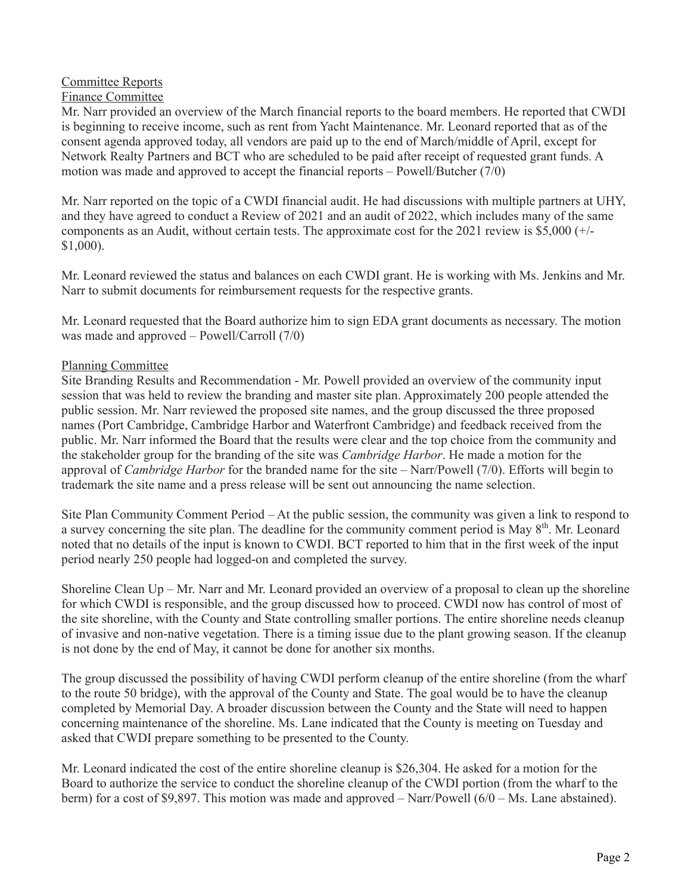Committee Reports

Finance Committee

Mr. Narr provided an overview of the March financial reports to the board members. He reported that CWDI is beginning to receive income, such as rent from Yacht Maintenance. Mr. Leonard reported that as of the consent agenda approved today, all vendors are paid up to the end of March/middle of April, except for Network Realty Partners and BCT who are scheduled to be paid after receipt of requested grant funds. A motion was made and approved to accept the financial reports – Powell/Butcher (7/0)

Mr. Narr reported on the topic of a CWDI financial audit. He had discussions with multiple partners at UHY, and they have agreed to conduct a Review of 2021 and an audit of 2022, which includes many of the same components as an Audit, without certain tests. The approximate cost for the 2021 review is $5,000 (+/- $1,000).

Mr. Leonard reviewed the status and balances on each CWDI grant. He is working with Ms. Jenkins and Mr. Narr to submit documents for reimbursement requests for the respective grants.

Mr. Leonard requested that the Board authorize him to sign EDA grant documents as necessary. The motion was made and approved – Powell/Carroll (7/0)

Planning Committee

Site Branding Results and Recommendation - Mr. Powell provided an overview of the community input session that was held to review the branding and master site plan. Approximately 200 people attended the public session. Mr. Narr reviewed the proposed site names, and the group discussed the three proposed names (Port Cambridge, Cambridge Harbor and Waterfront Cambridge) and feedback received from the public. Mr. Narr informed the Board that the results were clear and the top choice from the community and the stakeholder group for the branding of the site was *Cambridge Harbor*. He made a motion for the approval of *Cambridge Harbor* for the branded name for the site – Narr/Powell (7/0). Efforts will begin to trademark the site name and a press release will be sent out announcing the name selection.

Site Plan Community Comment Period – At the public session, the community was given a link to respond to a survey concerning the site plan. The deadline for the community comment period is May 8th. Mr. Leonard noted that no details of the input is known to CWDI. BCT reported to him that in the first week of the input period nearly 250 people had logged-on and completed the survey.

Shoreline Clean Up – Mr. Narr and Mr. Leonard provided an overview of a proposal to clean up the shoreline for which CWDI is responsible, and the group discussed how to proceed. CWDI now has control of most of the site shoreline, with the County and State controlling smaller portions. The entire shoreline needs cleanup of invasive and non-native vegetation. There is a timing issue due to the plant growing season. If the cleanup is not done by the end of May, it cannot be done for another six months.

The group discussed the possibility of having CWDI perform cleanup of the entire shoreline (from the wharf to the route 50 bridge), with the approval of the County and State. The goal would be to have the cleanup completed by Memorial Day. A broader discussion between the County and the State will need to happen concerning maintenance of the shoreline. Ms. Lane indicated that the County is meeting on Tuesday and asked that CWDI prepare something to be presented to the County.

Mr. Leonard indicated the cost of the entire shoreline cleanup is $26,304. He asked for a motion for the Board to authorize the service to conduct the shoreline cleanup of the CWDI portion (from the wharf to the berm) for a cost of $9,897. This motion was made and approved – Narr/Powell (6/0 – Ms. Lane abstained).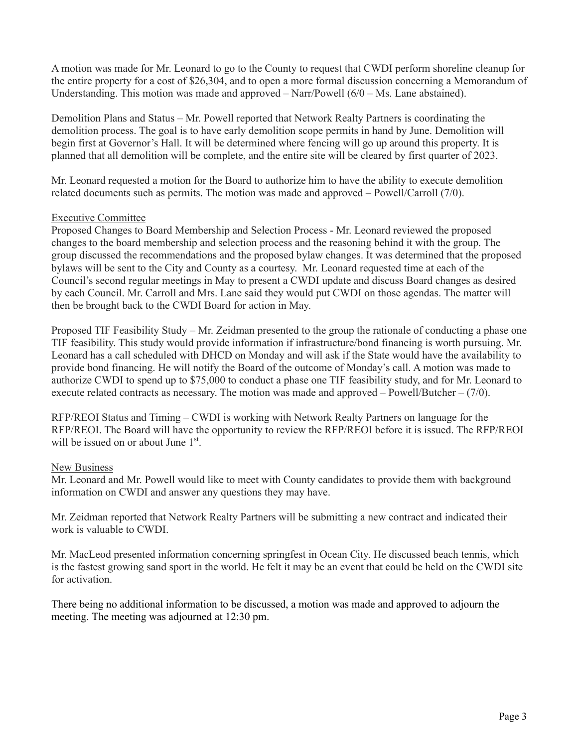A motion was made for Mr. Leonard to go to the County to request that CWDI perform shoreline cleanup for the entire property for a cost of $26,304, and to open a more formal discussion concerning a Memorandum of Understanding. This motion was made and approved – Narr/Powell (6/0 – Ms. Lane abstained).

Demolition Plans and Status – Mr. Powell reported that Network Realty Partners is coordinating the demolition process. The goal is to have early demolition scope permits in hand by June. Demolition will begin first at Governor's Hall. It will be determined where fencing will go up around this property. It is planned that all demolition will be complete, and the entire site will be cleared by first quarter of 2023.

Mr. Leonard requested a motion for the Board to authorize him to have the ability to execute demolition related documents such as permits. The motion was made and approved – Powell/Carroll (7/0).

Executive Committee

Proposed Changes to Board Membership and Selection Process - Mr. Leonard reviewed the proposed changes to the board membership and selection process and the reasoning behind it with the group. The group discussed the recommendations and the proposed bylaw changes. It was determined that the proposed bylaws will be sent to the City and County as a courtesy. Mr. Leonard requested time at each of the Council's second regular meetings in May to present a CWDI update and discuss Board changes as desired by each Council. Mr. Carroll and Mrs. Lane said they would put CWDI on those agendas. The matter will then be brought back to the CWDI Board for action in May.

Proposed TIF Feasibility Study – Mr. Zeidman presented to the group the rationale of conducting a phase one TIF feasibility. This study would provide information if infrastructure/bond financing is worth pursuing. Mr. Leonard has a call scheduled with DHCD on Monday and will ask if the State would have the availability to provide bond financing. He will notify the Board of the outcome of Monday's call. A motion was made to authorize CWDI to spend up to $75,000 to conduct a phase one TIF feasibility study, and for Mr. Leonard to execute related contracts as necessary. The motion was made and approved – Powell/Butcher – (7/0).

RFP/REOI Status and Timing – CWDI is working with Network Realty Partners on language for the RFP/REOI. The Board will have the opportunity to review the RFP/REOI before it is issued. The RFP/REOI will be issued on or about June 1st.

New Business

Mr. Leonard and Mr. Powell would like to meet with County candidates to provide them with background information on CWDI and answer any questions they may have.

Mr. Zeidman reported that Network Realty Partners will be submitting a new contract and indicated their work is valuable to CWDI.

Mr. MacLeod presented information concerning springfest in Ocean City. He discussed beach tennis, which is the fastest growing sand sport in the world. He felt it may be an event that could be held on the CWDI site for activation.

There being no additional information to be discussed, a motion was made and approved to adjourn the meeting. The meeting was adjourned at 12:30 pm.